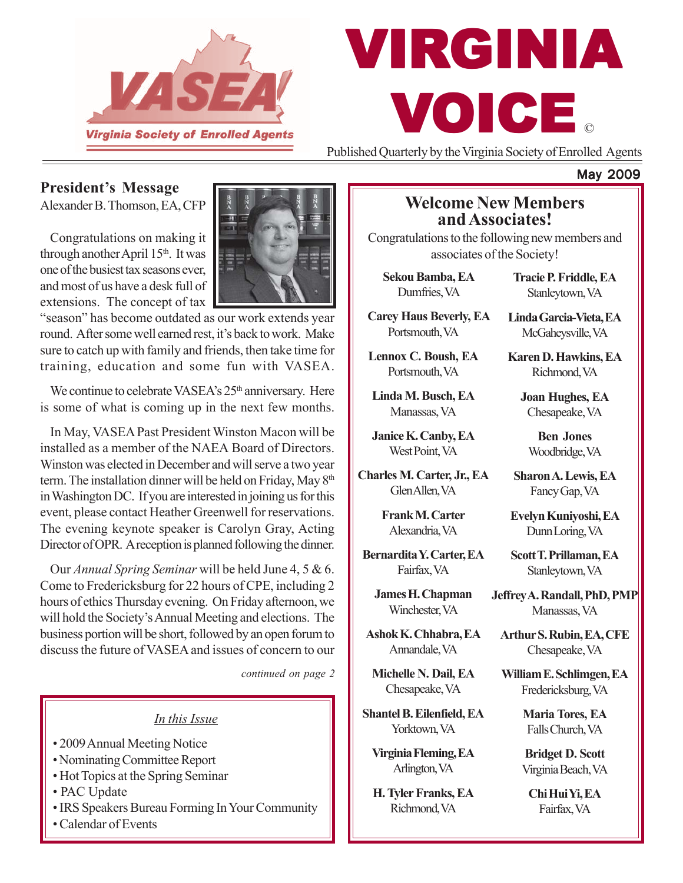# VIRGINIA VOICE ©

Virginia Society of Enrolled Agents

Published Quarterly by the Virginia Society of Enrolled Agents

May 2009

## President's Message

Alexander B. Thomson, EA, CFP

Congratulations on making it through another April 15th. It was one of the busiest tax seasons ever, and most of us have a desk full of extensions. The concept of tax "season" has become outdated as our work extends year round. After some well earned rest, it's back to work. Make sure to catch up with family and friends, then take time for training, education and some fun with VASEA.

We continue to celebrate VASEA's 25th anniversary. Here is some of what is coming up in the next few months.

In May, VASEA Past President Winston Macon will be installed as a member of the NAEA Board of Directors. Winston was elected in December and will serve a two year term. The installation dinner will be held on Friday, May 8th in Washington DC. If you are interested in joining us for this event, please contact Heather Greenwell for reservations. The evening keynote speaker is Carolyn Gray, Acting Director of OPR. A reception is planned following the dinner.

Our *Annual Spring Seminar* will be held June 4, 5 & 6. Come to Fredericksburg for 22 hours of CPE, including 2 hours of ethics Thursday evening. On Friday afternoon, we will hold the Society's Annual Meeting and elections. The business portion will be short, followed by an open forum to discuss the future of VASEA and issues of concern to our

*continued on page 2*

## Welcome New Members and Associates!

Congratulations to the following new members and associates of the Society!

**Sekou Bamba, EA**
Dumfries, VA

**Carey Haus Beverly, EA**
Portsmouth, VA

**Lennox C. Boush, EA**
Portsmouth, VA

**Linda M. Busch, EA**
Manassas, VA

**Janice K. Canby, EA**
West Point, VA

**Charles M. Carter, Jr., EA**
Glen Allen, VA

**Frank M. Carter**
Alexandria, VA

**Bernardita Y. Carter, EA**
Fairfax, VA

**James H. Chapman**
Winchester, VA

**Ashok K. Chhabra, EA**
Annandale, VA

**Michelle N. Dail, EA**
Chesapeake, VA

**Shantel B. Eilenfield, EA**
Yorktown, VA

**Virginia Fleming, EA**
Arlington, VA

**H. Tyler Franks, EA**
Richmond, VA

**Tracie P. Friddle, EA**
Stanleytown, VA

**Linda Garcia-Vieta, EA**
McGaheysville, VA

**Karen D. Hawkins, EA**
Richmond, VA

**Joan Hughes, EA**
Chesapeake, VA

**Ben Jones**
Woodbridge, VA

**Sharon A. Lewis, EA**
Fancy Gap, VA

**Evelyn Kuniyoshi, EA**
Dunn Loring, VA

**Scott T. Prillaman, EA**
Stanleytown, VA

**Jeffrey A. Randall, PhD, PMP**
Manassas, VA

**Arthur S. Rubin, EA, CFE**
Chesapeake, VA

**William E. Schlimgen, EA**
Fredericksburg, VA

**Maria Tores, EA**
Falls Church, VA

**Bridget D. Scott**
Virginia Beach, VA

**Chi Hui Yi, EA**
Fairfax, VA

*In this Issue*

- 2009 Annual Meeting Notice
- Nominating Committee Report
- Hot Topics at the Spring Seminar
- PAC Update
- IRS Speakers Bureau Forming In Your Community
- Calendar of Events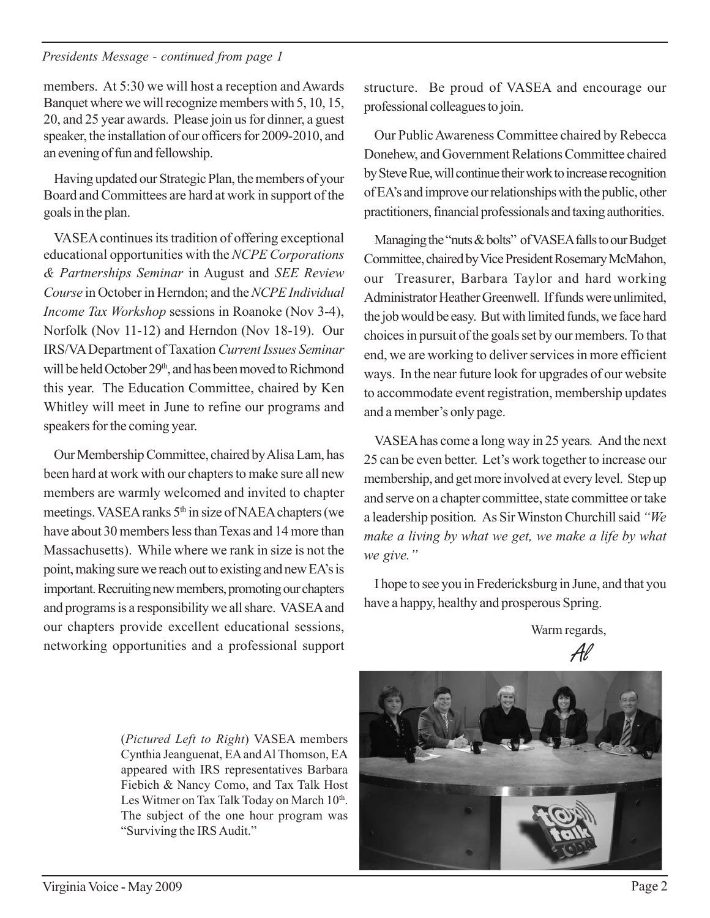*Presidents Message - continued from page 1*

members. At 5:30 we will host a reception and Awards Banquet where we will recognize members with 5, 10, 15, 20, and 25 year awards. Please join us for dinner, a guest speaker, the installation of our officers for 2009-2010, and an evening of fun and fellowship.

Having updated our Strategic Plan, the members of your Board and Committees are hard at work in support of the goals in the plan.

VASEA continues its tradition of offering exceptional educational opportunities with the *NCPE Corporations & Partnerships Seminar* in August and *SEE Review Course* in October in Herndon; and the *NCPE Individual Income Tax Workshop* sessions in Roanoke (Nov 3-4), Norfolk (Nov 11-12) and Herndon (Nov 18-19). Our IRS/VA Department of Taxation *Current Issues Seminar* will be held October 29th, and has been moved to Richmond this year. The Education Committee, chaired by Ken Whitley will meet in June to refine our programs and speakers for the coming year.

Our Membership Committee, chaired by Alisa Lam, has been hard at work with our chapters to make sure all new members are warmly welcomed and invited to chapter meetings. VASEA ranks 5th in size of NAEA chapters (we have about 30 members less than Texas and 14 more than Massachusetts). While where we rank in size is not the point, making sure we reach out to existing and new EA's is important. Recruiting new members, promoting our chapters and programs is a responsibility we all share. VASEA and our chapters provide excellent educational sessions, networking opportunities and a professional support structure. Be proud of VASEA and encourage our professional colleagues to join.

Our Public Awareness Committee chaired by Rebecca Donehew, and Government Relations Committee chaired by Steve Rue, will continue their work to increase recognition of EA's and improve our relationships with the public, other practitioners, financial professionals and taxing authorities.

Managing the "nuts & bolts" of VASEA falls to our Budget Committee, chaired by Vice President Rosemary McMahon, our Treasurer, Barbara Taylor and hard working Administrator Heather Greenwell. If funds were unlimited, the job would be easy. But with limited funds, we face hard choices in pursuit of the goals set by our members. To that end, we are working to deliver services in more efficient ways. In the near future look for upgrades of our website to accommodate event registration, membership updates and a member's only page.

VASEA has come a long way in 25 years. And the next 25 can be even better. Let's work together to increase our membership, and get more involved at every level. Step up and serve on a chapter committee, state committee or take a leadership position. As Sir Winston Churchill said *"We make a living by what we get, we make a life by what we give."*

I hope to see you in Fredericksburg in June, and that you have a happy, healthy and prosperous Spring.

Warm regards,

*Al*

(*Pictured Left to Right*) VASEA members Cynthia Jeanguenat, EA and Al Thomson, EA appeared with IRS representatives Barbara Fiebich & Nancy Como, and Tax Talk Host Les Witmer on Tax Talk Today on March 10th. The subject of the one hour program was "Surviving the IRS Audit."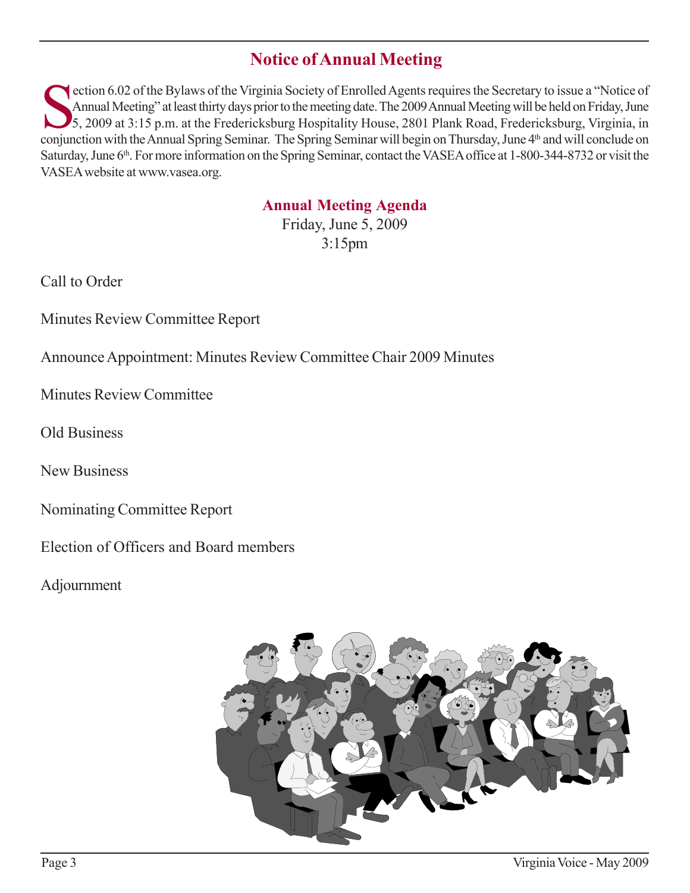## Notice of Annual Meeting

Section 6.02 of the Bylaws of the Virginia Society of Enrolled Agents requires the Secretary to issue a "Notice of Annual Meeting" at least thirty days prior to the meeting date. The 2009 Annual Meeting will be held on Friday, June 5, 2009 at 3:15 p.m. at the Fredericksburg Hospitality House, 2801 Plank Road, Fredericksburg, Virginia, in conjunction with the Annual Spring Seminar. The Spring Seminar will begin on Thursday, June 4th and will conclude on Saturday, June 6th. For more information on the Spring Seminar, contact the VASEA office at 1-800-344-8732 or visit the VASEA website at www.vasea.org.

### Annual Meeting Agenda

Friday, June 5, 2009
3:15pm

Call to Order

Minutes Review Committee Report

Announce Appointment: Minutes Review Committee Chair 2009 Minutes

Minutes Review Committee

Old Business

New Business

Nominating Committee Report

Election of Officers and Board members

Adjournment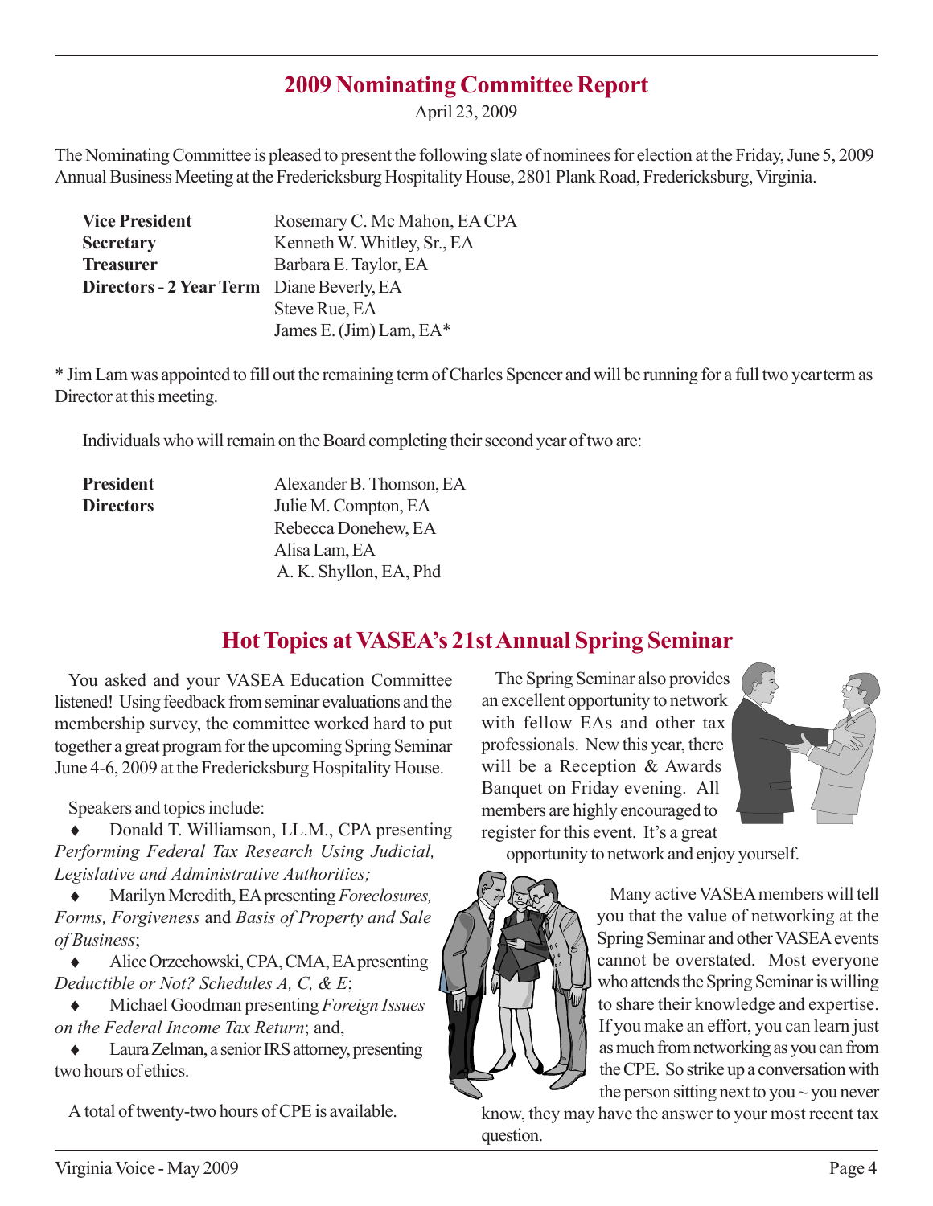## 2009 Nominating Committee Report

April 23, 2009

The Nominating Committee is pleased to present the following slate of nominees for election at the Friday, June 5, 2009 Annual Business Meeting at the Fredericksburg Hospitality House, 2801 Plank Road, Fredericksburg, Virginia.

| | |
|---|---|
| **Vice President** | Rosemary C. Mc Mahon, EA CPA |
| **Secretary** | Kenneth W. Whitley, Sr., EA |
| **Treasurer** | Barbara E. Taylor, EA |
| **Directors - 2 Year Term** | Diane Beverly, EA |
| | Steve Rue, EA |
| | James E. (Jim) Lam, EA* |

* Jim Lam was appointed to fill out the remaining term of Charles Spencer and will be running for a full two year term as Director at this meeting.

Individuals who will remain on the Board completing their second year of two are:

| | |
|---|---|
| **President** | Alexander B. Thomson, EA |
| **Directors** | Julie M. Compton, EA |
| | Rebecca Donehew, EA |
| | Alisa Lam, EA |
| | A. K. Shyllon, EA, Phd |

## Hot Topics at VASEA's 21st Annual Spring Seminar

You asked and your VASEA Education Committee listened! Using feedback from seminar evaluations and the membership survey, the committee worked hard to put together a great program for the upcoming Spring Seminar June 4-6, 2009 at the Fredericksburg Hospitality House.

Speakers and topics include:

- Donald T. Williamson, LL.M., CPA presenting *Performing Federal Tax Research Using Judicial, Legislative and Administrative Authorities;*
- Marilyn Meredith, EA presenting *Foreclosures, Forms, Forgiveness* and *Basis of Property and Sale of Business*;
- Alice Orzechowski, CPA, CMA, EA presenting *Deductible or Not? Schedules A, C, & E*;
- Michael Goodman presenting *Foreign Issues on the Federal Income Tax Return*; and,
- Laura Zelman, a senior IRS attorney, presenting two hours of ethics.

A total of twenty-two hours of CPE is available.

The Spring Seminar also provides an excellent opportunity to network with fellow EAs and other tax professionals. New this year, there will be a Reception & Awards Banquet on Friday evening. All members are highly encouraged to register for this event. It's a great opportunity to network and enjoy yourself.

Many active VASEA members will tell you that the value of networking at the Spring Seminar and other VASEA events cannot be overstated. Most everyone who attends the Spring Seminar is willing to share their knowledge and expertise. If you make an effort, you can learn just as much from networking as you can from the CPE. So strike up a conversation with the person sitting next to you ~ you never know, they may have the answer to your most recent tax question.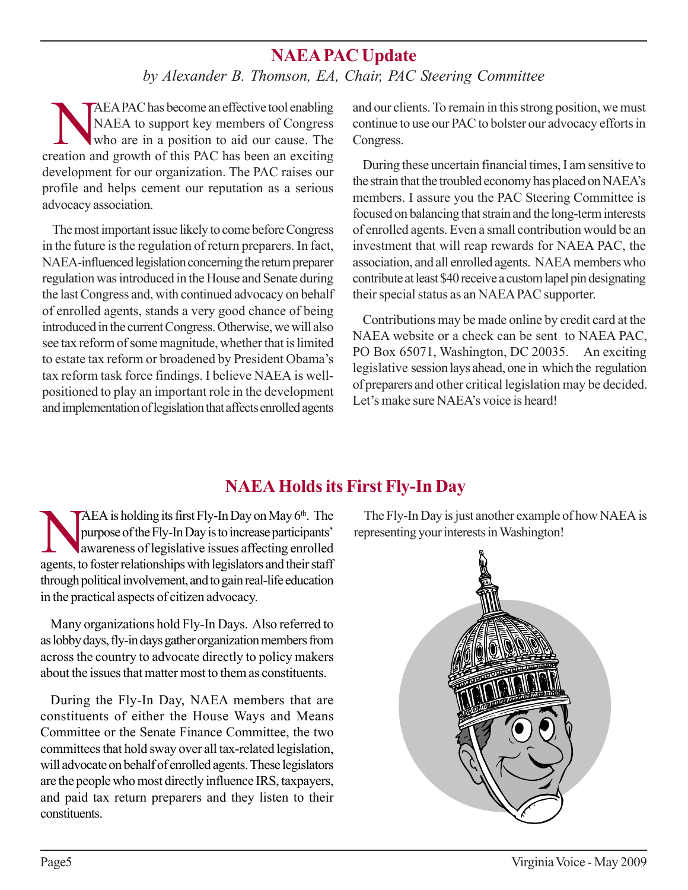## NAEA PAC Update

*by Alexander B. Thomson, EA, Chair, PAC Steering Committee*

NAEA PAC has become an effective tool enabling NAEA to support key members of Congress who are in a position to aid our cause. The creation and growth of this PAC has been an exciting development for our organization. The PAC raises our profile and helps cement our reputation as a serious advocacy association.

The most important issue likely to come before Congress in the future is the regulation of return preparers. In fact, NAEA-influenced legislation concerning the return preparer regulation was introduced in the House and Senate during the last Congress and, with continued advocacy on behalf of enrolled agents, stands a very good chance of being introduced in the current Congress. Otherwise, we will also see tax reform of some magnitude, whether that is limited to estate tax reform or broadened by President Obama's tax reform task force findings. I believe NAEA is well-positioned to play an important role in the development and implementation of legislation that affects enrolled agents and our clients. To remain in this strong position, we must continue to use our PAC to bolster our advocacy efforts in Congress.

During these uncertain financial times, I am sensitive to the strain that the troubled economy has placed on NAEA's members. I assure you the PAC Steering Committee is focused on balancing that strain and the long-term interests of enrolled agents. Even a small contribution would be an investment that will reap rewards for NAEA PAC, the association, and all enrolled agents. NAEA members who contribute at least $40 receive a custom lapel pin designating their special status as an NAEA PAC supporter.

Contributions may be made online by credit card at the NAEA website or a check can be sent to NAEA PAC, PO Box 65071, Washington, DC 20035. An exciting legislative session lays ahead, one in which the regulation of preparers and other critical legislation may be decided. Let's make sure NAEA's voice is heard!

## NAEA Holds its First Fly-In Day

NAEA is holding its first Fly-In Day on May 6th. The purpose of the Fly-In Day is to increase participants' awareness of legislative issues affecting enrolled agents, to foster relationships with legislators and their staff through political involvement, and to gain real-life education in the practical aspects of citizen advocacy.

Many organizations hold Fly-In Days. Also referred to as lobby days, fly-in days gather organization members from across the country to advocate directly to policy makers about the issues that matter most to them as constituents.

During the Fly-In Day, NAEA members that are constituents of either the House Ways and Means Committee or the Senate Finance Committee, the two committees that hold sway over all tax-related legislation, will advocate on behalf of enrolled agents. These legislators are the people who most directly influence IRS, taxpayers, and paid tax return preparers and they listen to their constituents.

The Fly-In Day is just another example of how NAEA is representing your interests in Washington!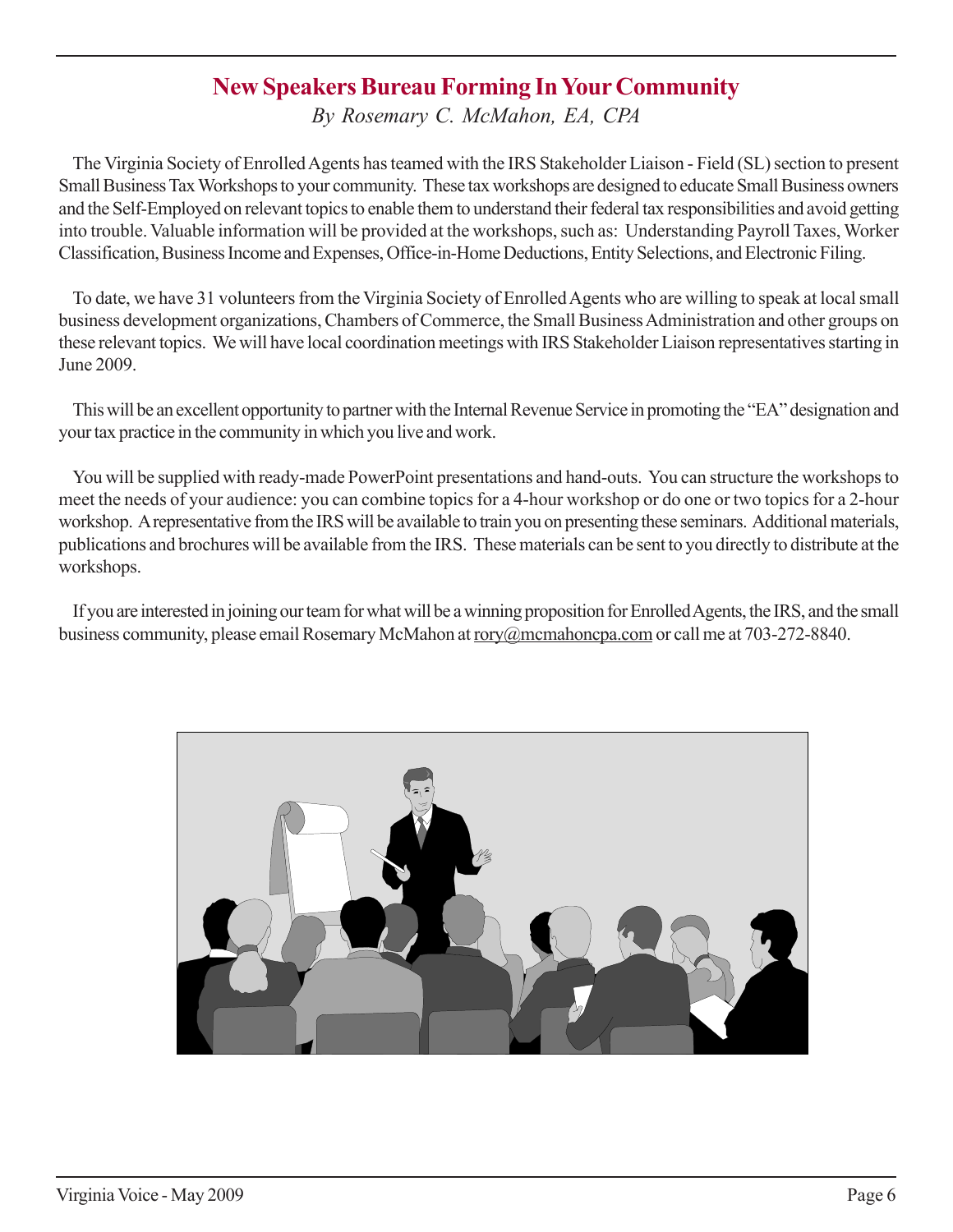# New Speakers Bureau Forming In Your Community

*By Rosemary C. McMahon, EA, CPA*

The Virginia Society of Enrolled Agents has teamed with the IRS Stakeholder Liaison - Field (SL) section to present Small Business Tax Workshops to your community. These tax workshops are designed to educate Small Business owners and the Self-Employed on relevant topics to enable them to understand their federal tax responsibilities and avoid getting into trouble. Valuable information will be provided at the workshops, such as: Understanding Payroll Taxes, Worker Classification, Business Income and Expenses, Office-in-Home Deductions, Entity Selections, and Electronic Filing.

To date, we have 31 volunteers from the Virginia Society of Enrolled Agents who are willing to speak at local small business development organizations, Chambers of Commerce, the Small Business Administration and other groups on these relevant topics. We will have local coordination meetings with IRS Stakeholder Liaison representatives starting in June 2009.

This will be an excellent opportunity to partner with the Internal Revenue Service in promoting the "EA" designation and your tax practice in the community in which you live and work.

You will be supplied with ready-made PowerPoint presentations and hand-outs. You can structure the workshops to meet the needs of your audience: you can combine topics for a 4-hour workshop or do one or two topics for a 2-hour workshop. A representative from the IRS will be available to train you on presenting these seminars. Additional materials, publications and brochures will be available from the IRS. These materials can be sent to you directly to distribute at the workshops.

If you are interested in joining our team for what will be a winning proposition for Enrolled Agents, the IRS, and the small business community, please email Rosemary McMahon at rory@mcmahoncpa.com or call me at 703-272-8840.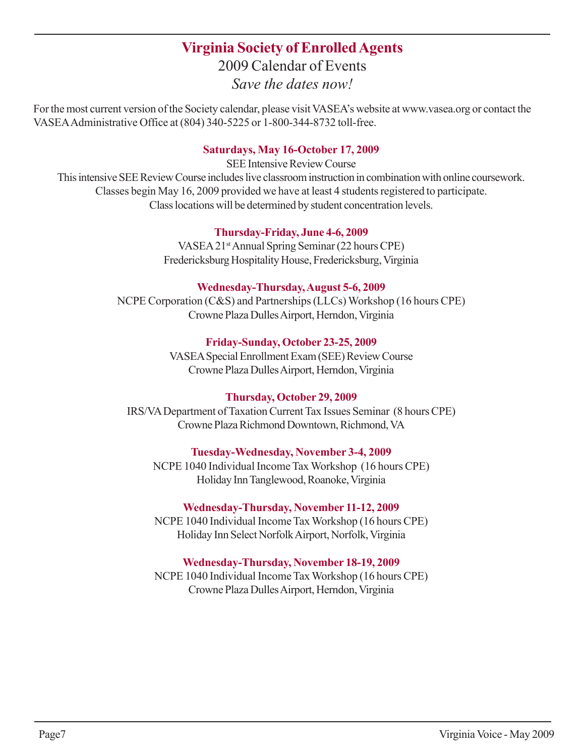# Virginia Society of Enrolled Agents

## 2009 Calendar of Events

*Save the dates now!*

For the most current version of the Society calendar, please visit VASEA's website at www.vasea.org or contact the VASEA Administrative Office at (804) 340-5225 or 1-800-344-8732 toll-free.

**Saturdays, May 16-October 17, 2009**

SEE Intensive Review Course

This intensive SEE Review Course includes live classroom instruction in combination with online coursework. Classes begin May 16, 2009 provided we have at least 4 students registered to participate. Class locations will be determined by student concentration levels.

**Thursday-Friday, June 4-6, 2009**

VASEA 21st Annual Spring Seminar (22 hours CPE)
Fredericksburg Hospitality House, Fredericksburg, Virginia

**Wednesday-Thursday, August 5-6, 2009**

NCPE Corporation (C&S) and Partnerships (LLCs) Workshop (16 hours CPE)
Crowne Plaza Dulles Airport, Herndon, Virginia

**Friday-Sunday, October 23-25, 2009**

VASEA Special Enrollment Exam (SEE) Review Course
Crowne Plaza Dulles Airport, Herndon, Virginia

**Thursday, October 29, 2009**

IRS/VA Department of Taxation Current Tax Issues Seminar (8 hours CPE)
Crowne Plaza Richmond Downtown, Richmond, VA

**Tuesday-Wednesday, November 3-4, 2009**

NCPE 1040 Individual Income Tax Workshop (16 hours CPE)
Holiday Inn Tanglewood, Roanoke, Virginia

**Wednesday-Thursday, November 11-12, 2009**

NCPE 1040 Individual Income Tax Workshop (16 hours CPE)
Holiday Inn Select Norfolk Airport, Norfolk, Virginia

**Wednesday-Thursday, November 18-19, 2009**

NCPE 1040 Individual Income Tax Workshop (16 hours CPE)
Crowne Plaza Dulles Airport, Herndon, Virginia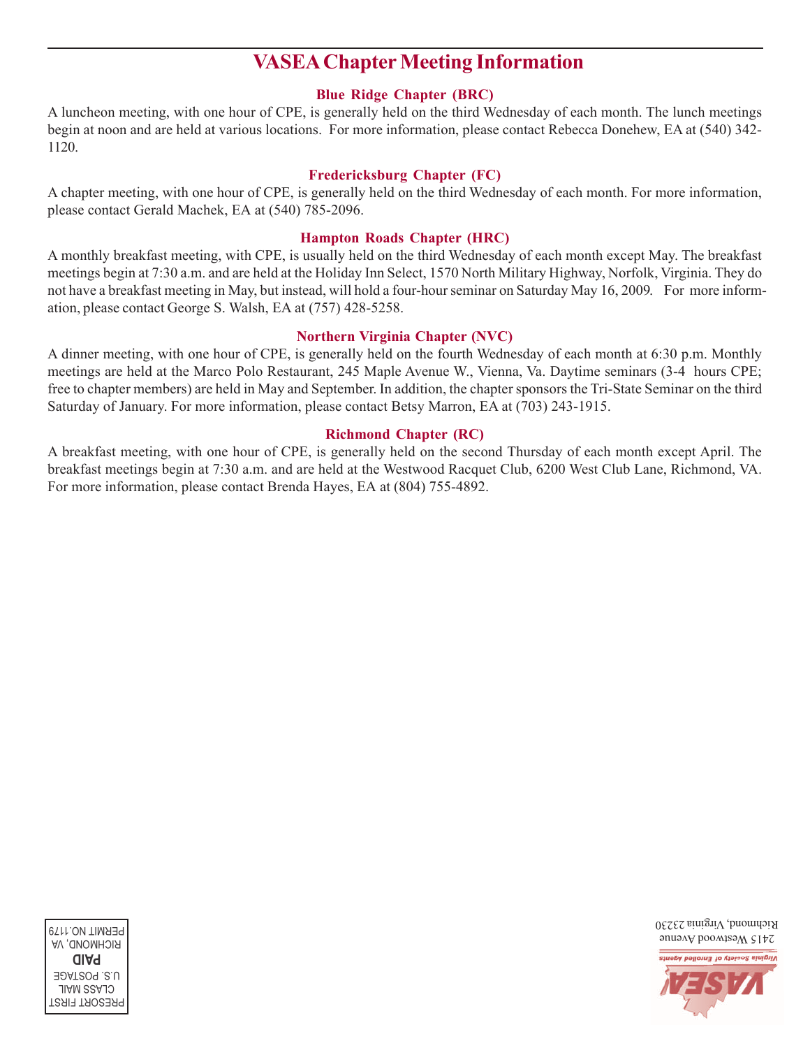# VASEA Chapter Meeting Information

### Blue Ridge Chapter (BRC)

A luncheon meeting, with one hour of CPE, is generally held on the third Wednesday of each month. The lunch meetings begin at noon and are held at various locations. For more information, please contact Rebecca Donehew, EA at (540) 342-1120.

### Fredericksburg Chapter (FC)

A chapter meeting, with one hour of CPE, is generally held on the third Wednesday of each month. For more information, please contact Gerald Machek, EA at (540) 785-2096.

### Hampton Roads Chapter (HRC)

A monthly breakfast meeting, with CPE, is usually held on the third Wednesday of each month except May. The breakfast meetings begin at 7:30 a.m. and are held at the Holiday Inn Select, 1570 North Military Highway, Norfolk, Virginia. They do not have a breakfast meeting in May, but instead, will hold a four-hour seminar on Saturday May 16, 2009. For more information, please contact George S. Walsh, EA at (757) 428-5258.

### Northern Virginia Chapter (NVC)

A dinner meeting, with one hour of CPE, is generally held on the fourth Wednesday of each month at 6:30 p.m. Monthly meetings are held at the Marco Polo Restaurant, 245 Maple Avenue W., Vienna, Va. Daytime seminars (3-4 hours CPE; free to chapter members) are held in May and September. In addition, the chapter sponsors the Tri-State Seminar on the third Saturday of January. For more information, please contact Betsy Marron, EA at (703) 243-1915.

### Richmond Chapter (RC)

A breakfast meeting, with one hour of CPE, is generally held on the second Thursday of each month except April. The breakfast meetings begin at 7:30 a.m. and are held at the Westwood Racquet Club, 6200 West Club Lane, Richmond, VA. For more information, please contact Brenda Hayes, EA at (804) 755-4892.

VASEA
Virginia Society of Enrolled Agents
2415 Westwood Avenue
Richmond, Virginia 23230

PRESORT FIRST
CLASS MAIL
U.S. POSTAGE
**PAID**
RICHMOND, VA
PERMIT NO.1179